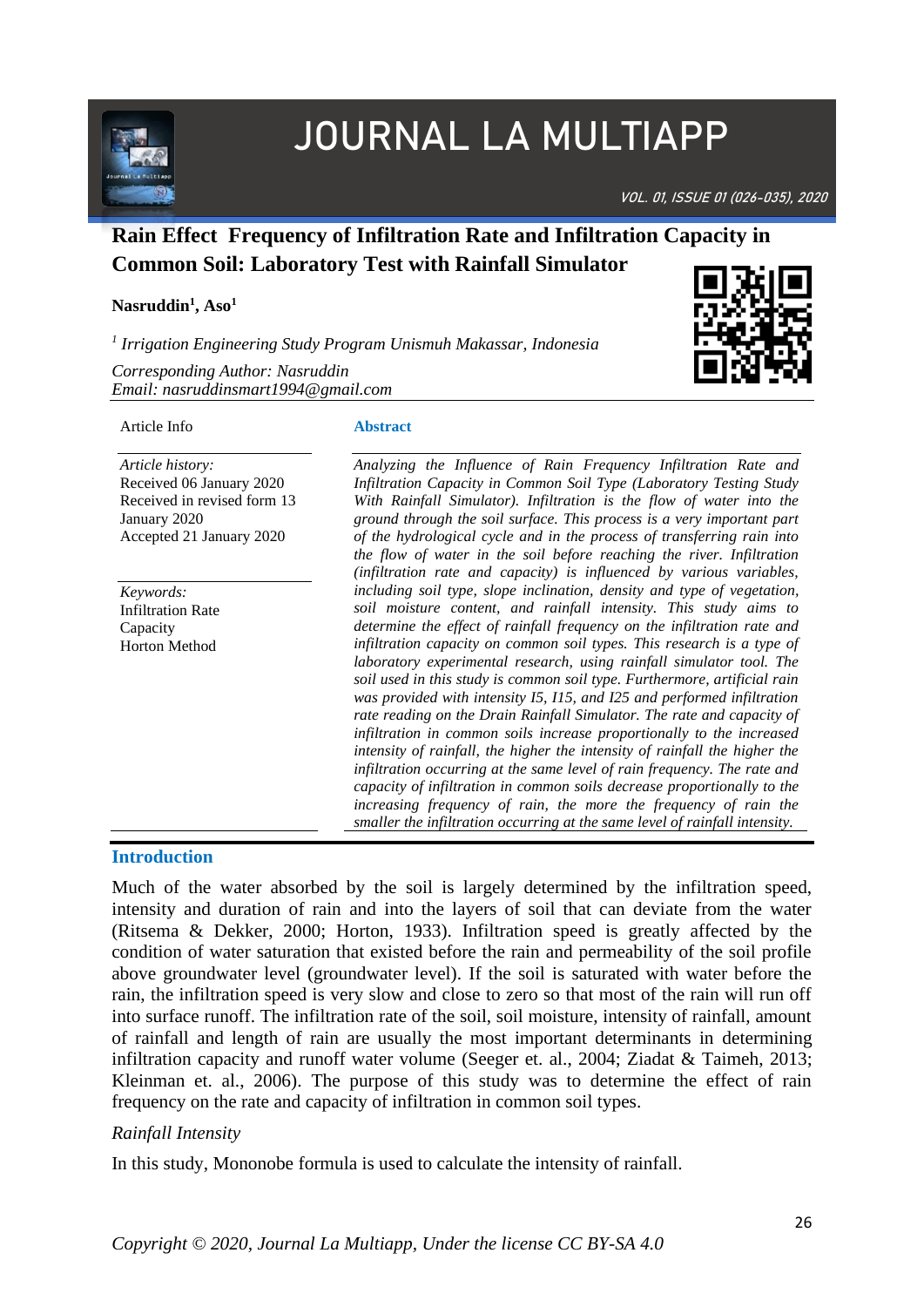# Rain Effect Frequency of Infiltration Rate and Infiltration Capacity in Common Soil: Laboratory Test with Rainfall Simulator

**Nasruddin[1], Aso[1]**

[1] *Irrigation Engineering Study Program Unismuh Makassar, Indonesia*

*Corresponding Author: Nasruddin*
*Email: nasruddinsmart1994@gmail.com*

Article Info

*Article history:*
Received 06 January 2020
Received in revised form 13 January 2020
Accepted 21 January 2020

*Keywords:*
Infiltration Rate
Capacity
Horton Method

## Abstract

*Analyzing the Influence of Rain Frequency Infiltration Rate and Infiltration Capacity in Common Soil Type (Laboratory Testing Study With Rainfall Simulator). Infiltration is the flow of water into the ground through the soil surface. This process is a very important part of the hydrological cycle and in the process of transferring rain into the flow of water in the soil before reaching the river. Infiltration (infiltration rate and capacity) is influenced by various variables, including soil type, slope inclination, density and type of vegetation, soil moisture content, and rainfall intensity. This study aims to determine the effect of rainfall frequency on the infiltration rate and infiltration capacity on common soil types. This research is a type of laboratory experimental research, using rainfall simulator tool. The soil used in this study is common soil type. Furthermore, artificial rain was provided with intensity I5, I15, and I25 and performed infiltration rate reading on the Drain Rainfall Simulator. The rate and capacity of infiltration in common soils increase proportionally to the increased intensity of rainfall, the higher the intensity of rainfall the higher the infiltration occurring at the same level of rain frequency. The rate and capacity of infiltration in common soils decrease proportionally to the increasing frequency of rain, the more the frequency of rain the smaller the infiltration occurring at the same level of rainfall intensity.*

## Introduction

Much of the water absorbed by the soil is largely determined by the infiltration speed, intensity and duration of rain and into the layers of soil that can deviate from the water (Ritsema & Dekker, 2000; Horton, 1933). Infiltration speed is greatly affected by the condition of water saturation that existed before the rain and permeability of the soil profile above groundwater level (groundwater level). If the soil is saturated with water before the rain, the infiltration speed is very slow and close to zero so that most of the rain will run off into surface runoff. The infiltration rate of the soil, soil moisture, intensity of rainfall, amount of rainfall and length of rain are usually the most important determinants in determining infiltration capacity and runoff water volume (Seeger et. al., 2004; Ziadat & Taimeh, 2013; Kleinman et. al., 2006). The purpose of this study was to determine the effect of rain frequency on the rate and capacity of infiltration in common soil types.

*Rainfall Intensity*

In this study, Mononobe formula is used to calculate the intensity of rainfall.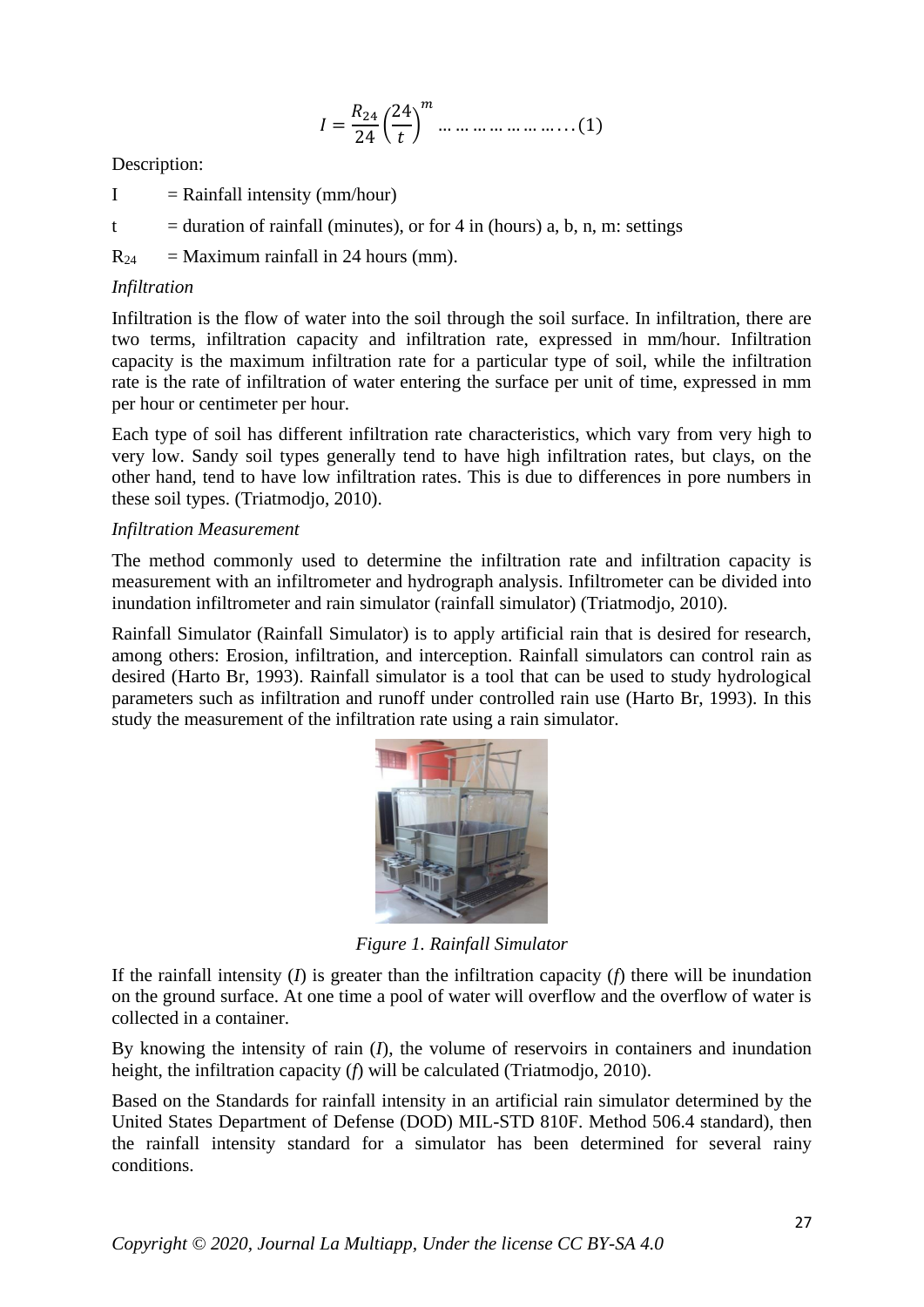$$I = \frac{R_{24}}{24}\left(\frac{24}{t}\right)^{m} \ldots\ldots\ldots\ldots\ldots\ldots\ldots (1)$$

Description:

$I$ = Rainfall intensity (mm/hour)

$t$ = duration of rainfall (minutes), or for 4 in (hours) a, b, n, m: settings

$R_{24}$ = Maximum rainfall in 24 hours (mm).

*Infiltration*

Infiltration is the flow of water into the soil through the soil surface. In infiltration, there are two terms, infiltration capacity and infiltration rate, expressed in mm/hour. Infiltration capacity is the maximum infiltration rate for a particular type of soil, while the infiltration rate is the rate of infiltration of water entering the surface per unit of time, expressed in mm per hour or centimeter per hour.

Each type of soil has different infiltration rate characteristics, which vary from very high to very low. Sandy soil types generally tend to have high infiltration rates, but clays, on the other hand, tend to have low infiltration rates. This is due to differences in pore numbers in these soil types. (Triatmodjo, 2010).

*Infiltration Measurement*

The method commonly used to determine the infiltration rate and infiltration capacity is measurement with an infiltrometer and hydrograph analysis. Infiltrometer can be divided into inundation infiltrometer and rain simulator (rainfall simulator) (Triatmodjo, 2010).

Rainfall Simulator (Rainfall Simulator) is to apply artificial rain that is desired for research, among others: Erosion, infiltration, and interception. Rainfall simulators can control rain as desired (Harto Br, 1993). Rainfall simulator is a tool that can be used to study hydrological parameters such as infiltration and runoff under controlled rain use (Harto Br, 1993). In this study the measurement of the infiltration rate using a rain simulator.

*Figure 1. Rainfall Simulator*

If the rainfall intensity ($I$) is greater than the infiltration capacity ($f$) there will be inundation on the ground surface. At one time a pool of water will overflow and the overflow of water is collected in a container.

By knowing the intensity of rain ($I$), the volume of reservoirs in containers and inundation height, the infiltration capacity ($f$) will be calculated (Triatmodjo, 2010).

Based on the Standards for rainfall intensity in an artificial rain simulator determined by the United States Department of Defense (DOD) MIL-STD 810F. Method 506.4 standard), then the rainfall intensity standard for a simulator has been determined for several rainy conditions.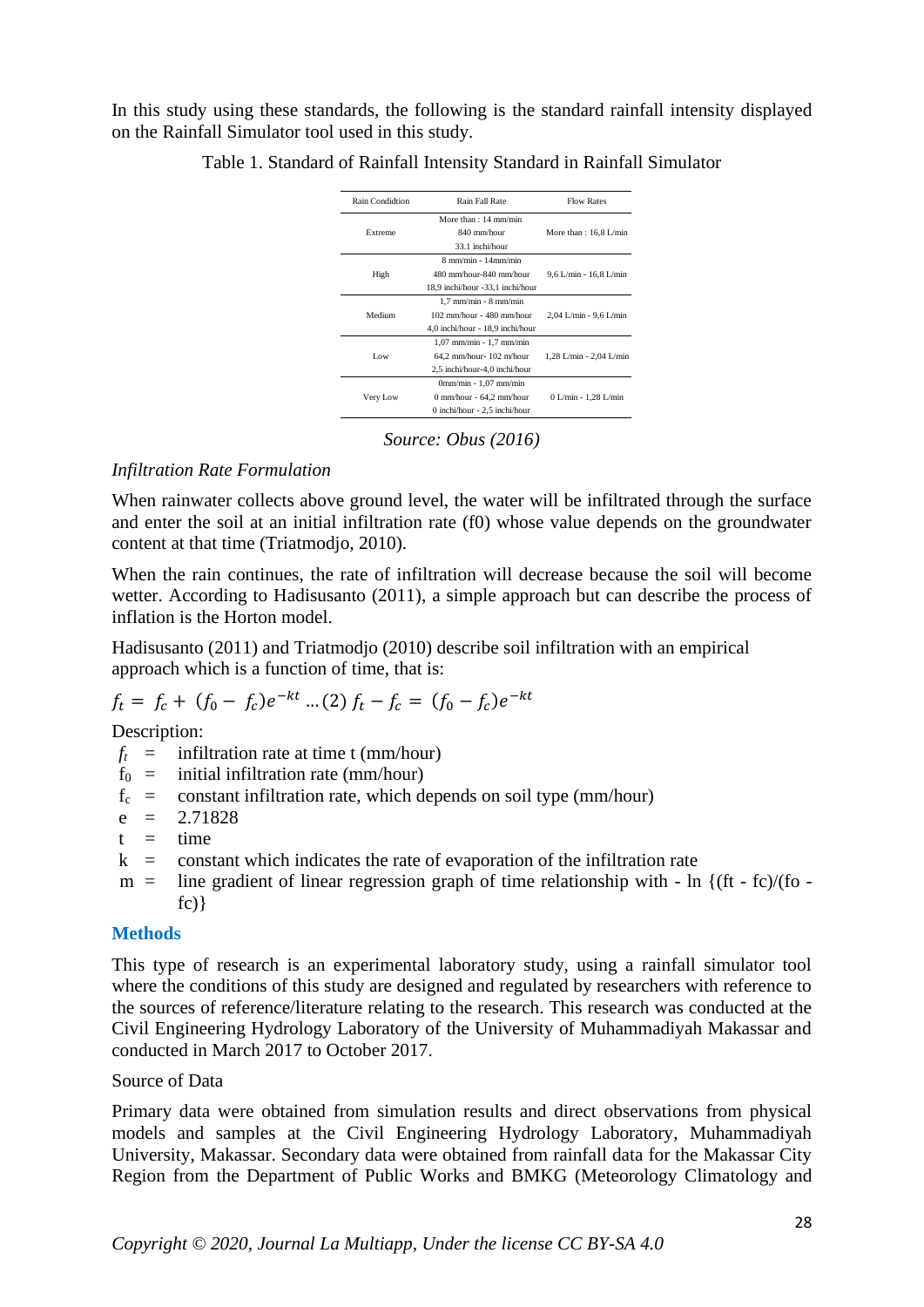In this study using these standards, the following is the standard rainfall intensity displayed on the Rainfall Simulator tool used in this study.

Table 1. Standard of Rainfall Intensity Standard in Rainfall Simulator

| Rain Condidtion | Rain Fall Rate | Flow Rates |
|---|---|---|
| Extreme | More than : 14 mm/min<br>840 mm/hour<br>33.1 inchi/hour | More than : 16,8 L/min |
| High | 8 mm/min - 14mm/min<br>480 mm/hour-840 mm/hour<br>18,9 inchi/hour -33,1 inchi/hour | 9,6 L/min - 16,8 L/min |
| Medium | 1,7 mm/min - 8 mm/min<br>102 mm/hour - 480 mm/hour<br>4,0 inchi/hour - 18,9 inchi/hour | 2,04 L/min - 9,6 L/min |
| Low | 1,07 mm/min - 1,7 mm/min<br>64,2 mm/hour- 102 m/hour<br>2,5 inchi/hour-4,0 inchi/hour | 1,28 L/min - 2,04 L/min |
| Very Low | 0mm/min - 1,07 mm/min<br>0 mm/hour - 64,2 mm/hour<br>0 inchi/hour - 2,5 inchi/hour | 0 L/min - 1,28 L/min |

*Source: Obus (2016)*

*Infiltration Rate Formulation*

When rainwater collects above ground level, the water will be infiltrated through the surface and enter the soil at an initial infiltration rate (f0) whose value depends on the groundwater content at that time (Triatmodjo, 2010).

When the rain continues, the rate of infiltration will decrease because the soil will become wetter. According to Hadisusanto (2011), a simple approach but can describe the process of inflation is the Horton model.

Hadisusanto (2011) and Triatmodjo (2010) describe soil infiltration with an empirical approach which is a function of time, that is:

$$f_t = f_c + (f_0 - f_c)e^{-kt} \ldots (2) \; f_t - f_c = (f_0 - f_c)e^{-kt}$$

Description:

- $f_t$ = infiltration rate at time t (mm/hour)
- $f_0$ = initial infiltration rate (mm/hour)
- $f_c$ = constant infiltration rate, which depends on soil type (mm/hour)
- e = 2.71828
- t = time
- k = constant which indicates the rate of evaporation of the infiltration rate
- m = line gradient of linear regression graph of time relationship with - ln {(ft - fc)/(fo - fc)}

## Methods

This type of research is an experimental laboratory study, using a rainfall simulator tool where the conditions of this study are designed and regulated by researchers with reference to the sources of reference/literature relating to the research. This research was conducted at the Civil Engineering Hydrology Laboratory of the University of Muhammadiyah Makassar and conducted in March 2017 to October 2017.

Source of Data

Primary data were obtained from simulation results and direct observations from physical models and samples at the Civil Engineering Hydrology Laboratory, Muhammadiyah University, Makassar. Secondary data were obtained from rainfall data for the Makassar City Region from the Department of Public Works and BMKG (Meteorology Climatology and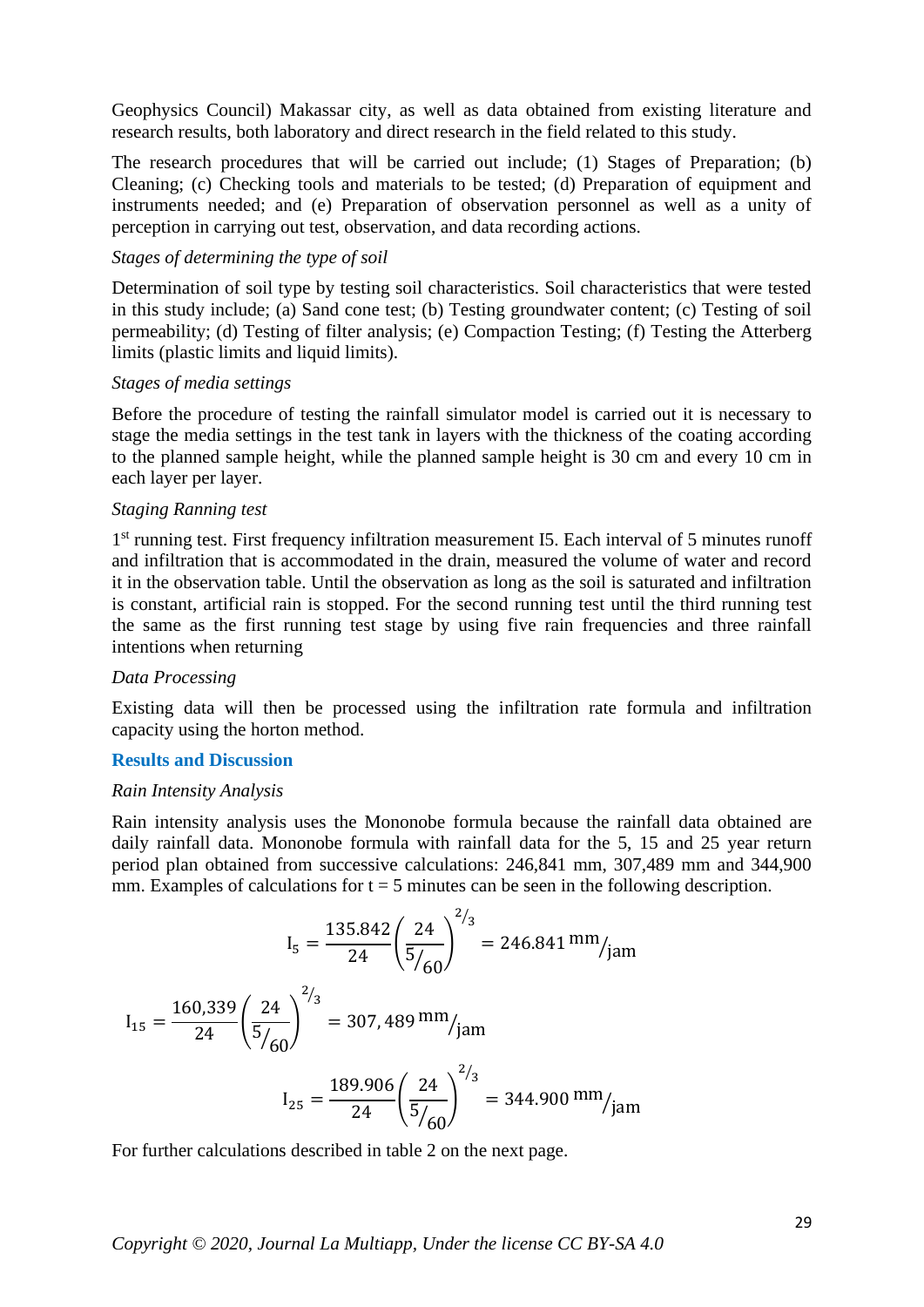Geophysics Council) Makassar city, as well as data obtained from existing literature and research results, both laboratory and direct research in the field related to this study.

The research procedures that will be carried out include; (1) Stages of Preparation; (b) Cleaning; (c) Checking tools and materials to be tested; (d) Preparation of equipment and instruments needed; and (e) Preparation of observation personnel as well as a unity of perception in carrying out test, observation, and data recording actions.

*Stages of determining the type of soil*

Determination of soil type by testing soil characteristics. Soil characteristics that were tested in this study include; (a) Sand cone test; (b) Testing groundwater content; (c) Testing of soil permeability; (d) Testing of filter analysis; (e) Compaction Testing; (f) Testing the Atterberg limits (plastic limits and liquid limits).

*Stages of media settings*

Before the procedure of testing the rainfall simulator model is carried out it is necessary to stage the media settings in the test tank in layers with the thickness of the coating according to the planned sample height, while the planned sample height is 30 cm and every 10 cm in each layer per layer.

*Staging Ranning test*

1st running test. First frequency infiltration measurement I5. Each interval of 5 minutes runoff and infiltration that is accommodated in the drain, measured the volume of water and record it in the observation table. Until the observation as long as the soil is saturated and infiltration is constant, artificial rain is stopped. For the second running test until the third running test the same as the first running test stage by using five rain frequencies and three rainfall intentions when returning

*Data Processing*

Existing data will then be processed using the infiltration rate formula and infiltration capacity using the horton method.

## Results and Discussion

*Rain Intensity Analysis*

Rain intensity analysis uses the Mononobe formula because the rainfall data obtained are daily rainfall data. Mononobe formula with rainfall data for the 5, 15 and 25 year return period plan obtained from successive calculations: 246,841 mm, 307,489 mm and 344,900 mm. Examples of calculations for t = 5 minutes can be seen in the following description.

$$I_5 = \frac{135.842}{24}\left(\frac{24}{5/60}\right)^{2/3} = 246.841\, \mathrm{mm}/\mathrm{jam}$$

$$I_{15} = \frac{160{,}339}{24}\left(\frac{24}{5/60}\right)^{2/3} = 307{,}489\, \mathrm{mm}/\mathrm{jam}$$

$$I_{25} = \frac{189.906}{24}\left(\frac{24}{5/60}\right)^{2/3} = 344.900\, \mathrm{mm}/\mathrm{jam}$$

For further calculations described in table 2 on the next page.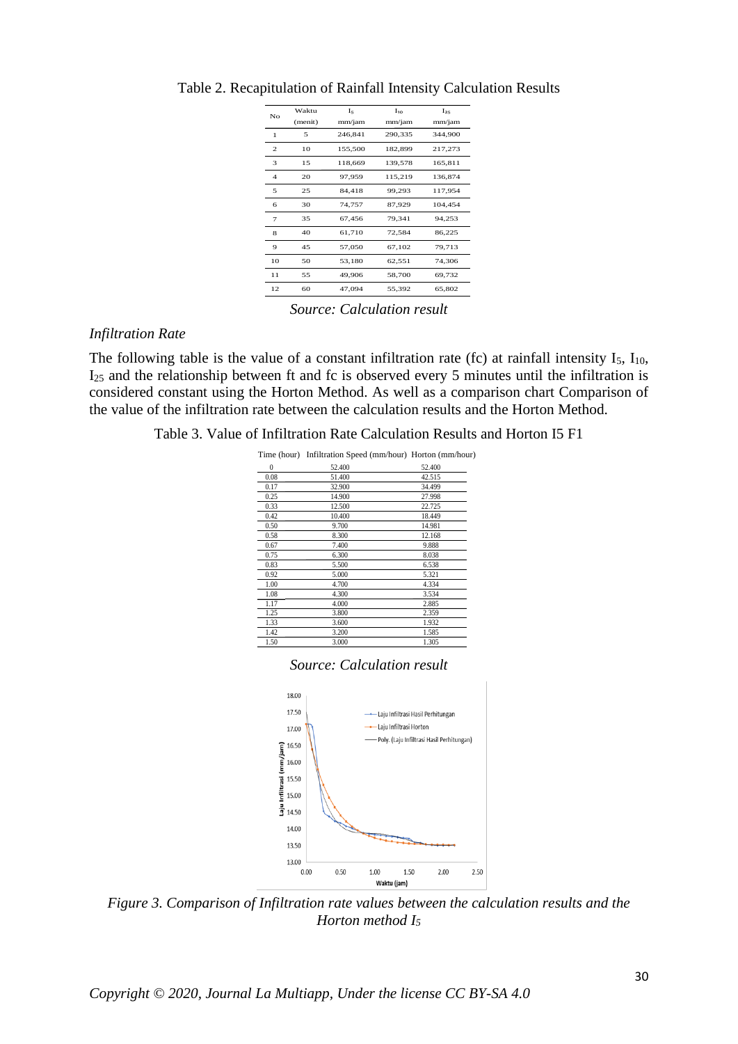Table 2. Recapitulation of Rainfall Intensity Calculation Results

| No | Waktu (menit) | $I_5$ mm/jam | $I_{10}$ mm/jam | $I_{25}$ mm/jam |
|---|---|---|---|---|
| 1 | 5 | 246,841 | 290,335 | 344,900 |
| 2 | 10 | 155,500 | 182,899 | 217,273 |
| 3 | 15 | 118,669 | 139,578 | 165,811 |
| 4 | 20 | 97,959 | 115,219 | 136,874 |
| 5 | 25 | 84,418 | 99,293 | 117,954 |
| 6 | 30 | 74,757 | 87,929 | 104,454 |
| 7 | 35 | 67,456 | 79,341 | 94,253 |
| 8 | 40 | 61,710 | 72,584 | 86,225 |
| 9 | 45 | 57,050 | 67,102 | 79,713 |
| 10 | 50 | 53,180 | 62,551 | 74,306 |
| 11 | 55 | 49,906 | 58,700 | 69,732 |
| 12 | 60 | 47,094 | 55,392 | 65,802 |

*Source: Calculation result*

*Infiltration Rate*

The following table is the value of a constant infiltration rate (fc) at rainfall intensity $I_5$, $I_{10}$, $I_{25}$ and the relationship between ft and fc is observed every 5 minutes until the infiltration is considered constant using the Horton Method. As well as a comparison chart Comparison of the value of the infiltration rate between the calculation results and the Horton Method.

Table 3. Value of Infiltration Rate Calculation Results and Horton I5 F1

| Time (hour) | Infiltration Speed (mm/hour) | Horton (mm/hour) |
|---|---|---|
| 0 | 52.400 | 52.400 |
| 0.08 | 51.400 | 42.515 |
| 0.17 | 32.900 | 34.499 |
| 0.25 | 14.900 | 27.998 |
| 0.33 | 12.500 | 22.725 |
| 0.42 | 10.400 | 18.449 |
| 0.50 | 9.700 | 14.981 |
| 0.58 | 8.300 | 12.168 |
| 0.67 | 7.400 | 9.888 |
| 0.75 | 6.300 | 8.038 |
| 0.83 | 5.500 | 6.538 |
| 0.92 | 5.000 | 5.321 |
| 1.00 | 4.700 | 4.334 |
| 1.08 | 4.300 | 3.534 |
| 1.17 | 4.000 | 2.885 |
| 1.25 | 3.800 | 2.359 |
| 1.33 | 3.600 | 1.932 |
| 1.42 | 3.200 | 1.585 |
| 1.50 | 3.000 | 1.305 |

*Source: Calculation result*

*Figure 3. Comparison of Infiltration rate values between the calculation results and the Horton method $I_5$*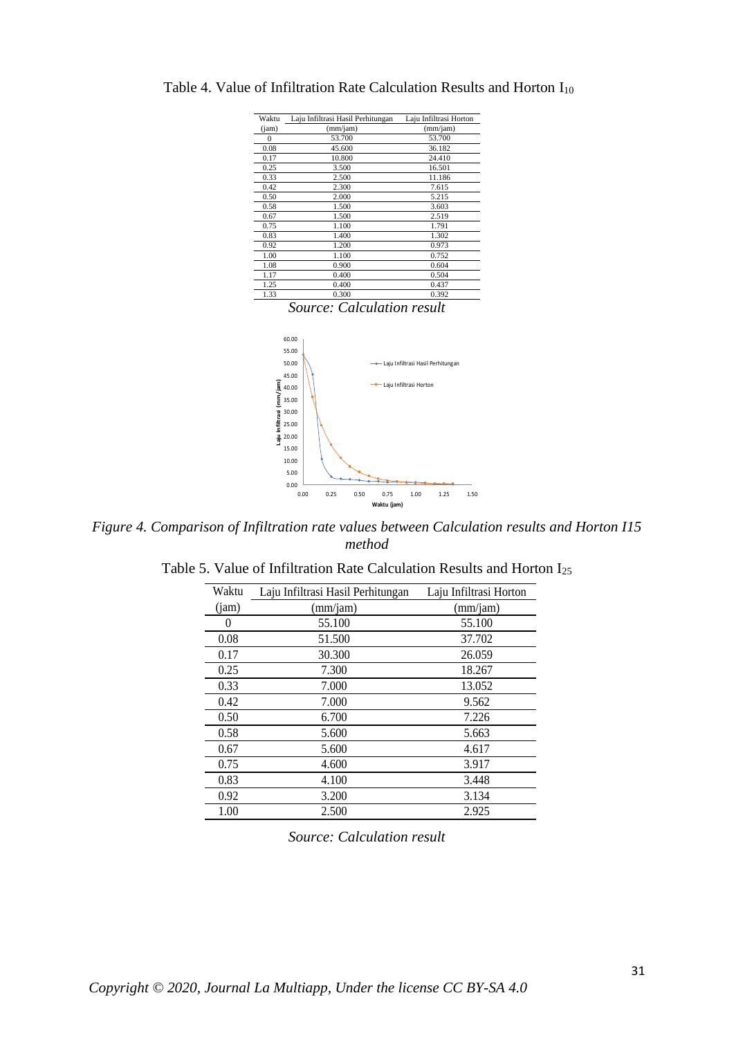Table 4. Value of Infiltration Rate Calculation Results and Horton $I_{10}$

| Waktu (jam) | Laju Infiltrasi Hasil Perhitungan (mm/jam) | Laju Infiltrasi Horton (mm/jam) |
|---|---|---|
| 0 | 53.700 | 53.700 |
| 0.08 | 45.600 | 36.182 |
| 0.17 | 10.800 | 24.410 |
| 0.25 | 3.500 | 16.501 |
| 0.33 | 2.500 | 11.186 |
| 0.42 | 2.300 | 7.615 |
| 0.50 | 2.000 | 5.215 |
| 0.58 | 1.500 | 3.603 |
| 0.67 | 1.500 | 2.519 |
| 0.75 | 1.100 | 1.791 |
| 0.83 | 1.400 | 1.302 |
| 0.92 | 1.200 | 0.973 |
| 1.00 | 1.100 | 0.752 |
| 1.08 | 0.900 | 0.604 |
| 1.17 | 0.400 | 0.504 |
| 1.25 | 0.400 | 0.437 |
| 1.33 | 0.300 | 0.392 |

*Source: Calculation result*

*Figure 4. Comparison of Infiltration rate values between Calculation results and Horton I15 method*

Table 5. Value of Infiltration Rate Calculation Results and Horton $I_{25}$

| Waktu (jam) | Laju Infiltrasi Hasil Perhitungan (mm/jam) | Laju Infiltrasi Horton (mm/jam) |
|---|---|---|
| 0 | 55.100 | 55.100 |
| 0.08 | 51.500 | 37.702 |
| 0.17 | 30.300 | 26.059 |
| 0.25 | 7.300 | 18.267 |
| 0.33 | 7.000 | 13.052 |
| 0.42 | 7.000 | 9.562 |
| 0.50 | 6.700 | 7.226 |
| 0.58 | 5.600 | 5.663 |
| 0.67 | 5.600 | 4.617 |
| 0.75 | 4.600 | 3.917 |
| 0.83 | 4.100 | 3.448 |
| 0.92 | 3.200 | 3.134 |
| 1.00 | 2.500 | 2.925 |

*Source: Calculation result*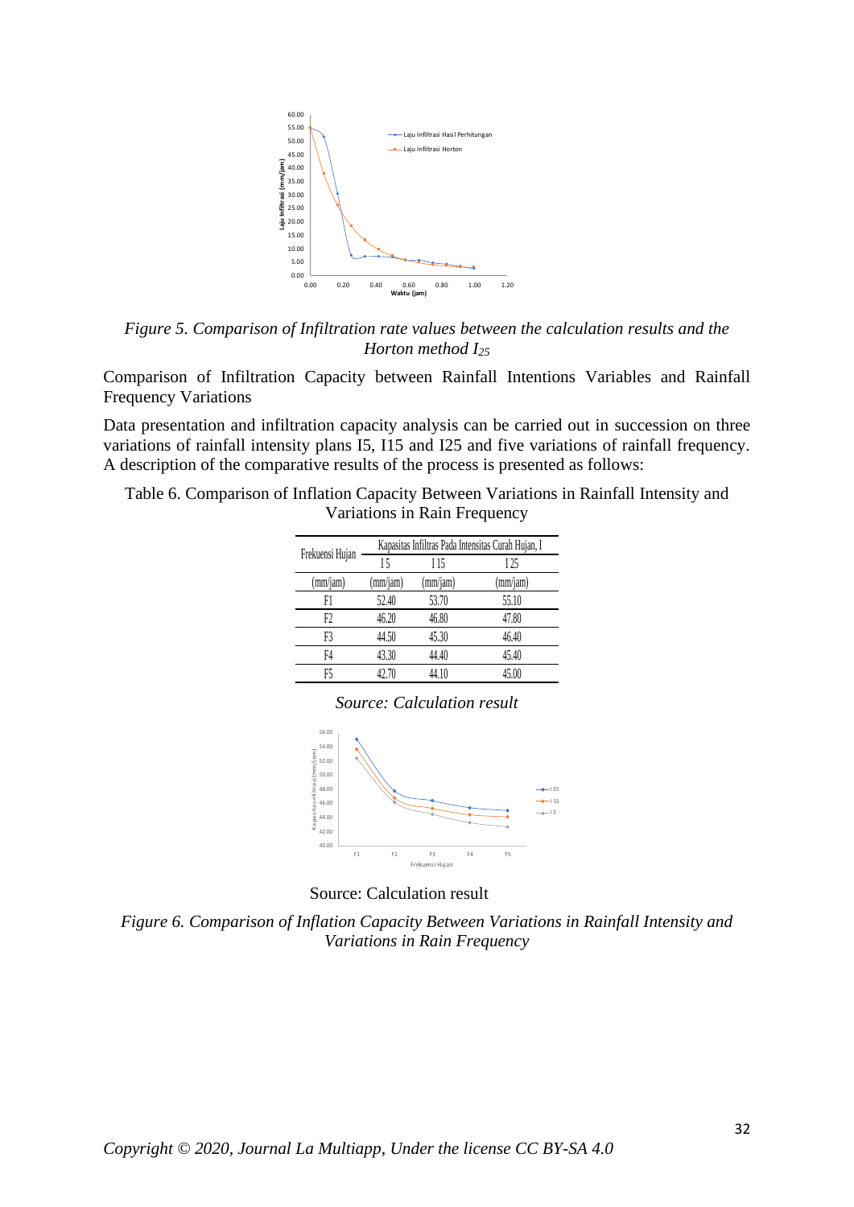*Figure 5. Comparison of Infiltration rate values between the calculation results and the Horton method $I_{25}$*

Comparison of Infiltration Capacity between Rainfall Intentions Variables and Rainfall Frequency Variations

Data presentation and infiltration capacity analysis can be carried out in succession on three variations of rainfall intensity plans I5, I15 and I25 and five variations of rainfall frequency. A description of the comparative results of the process is presented as follows:

Table 6. Comparison of Inflation Capacity Between Variations in Rainfall Intensity and Variations in Rain Frequency

| Frekuensi Hujan | Kapasitas Infiltras Pada Intensitas Curah Hujan, I | | |
|---|---|---|---|
| | I 5 | I 15 | I 25 |
| (mm/jam) | (mm/jam) | (mm/jam) | (mm/jam) |
| F1 | 52.40 | 53.70 | 55.10 |
| F2 | 46.20 | 46.80 | 47.80 |
| F3 | 44.50 | 45.30 | 46.40 |
| F4 | 43.30 | 44.40 | 45.40 |
| F5 | 42.70 | 44.10 | 45.00 |

*Source: Calculation result*

Source: Calculation result

*Figure 6. Comparison of Inflation Capacity Between Variations in Rainfall Intensity and Variations in Rain Frequency*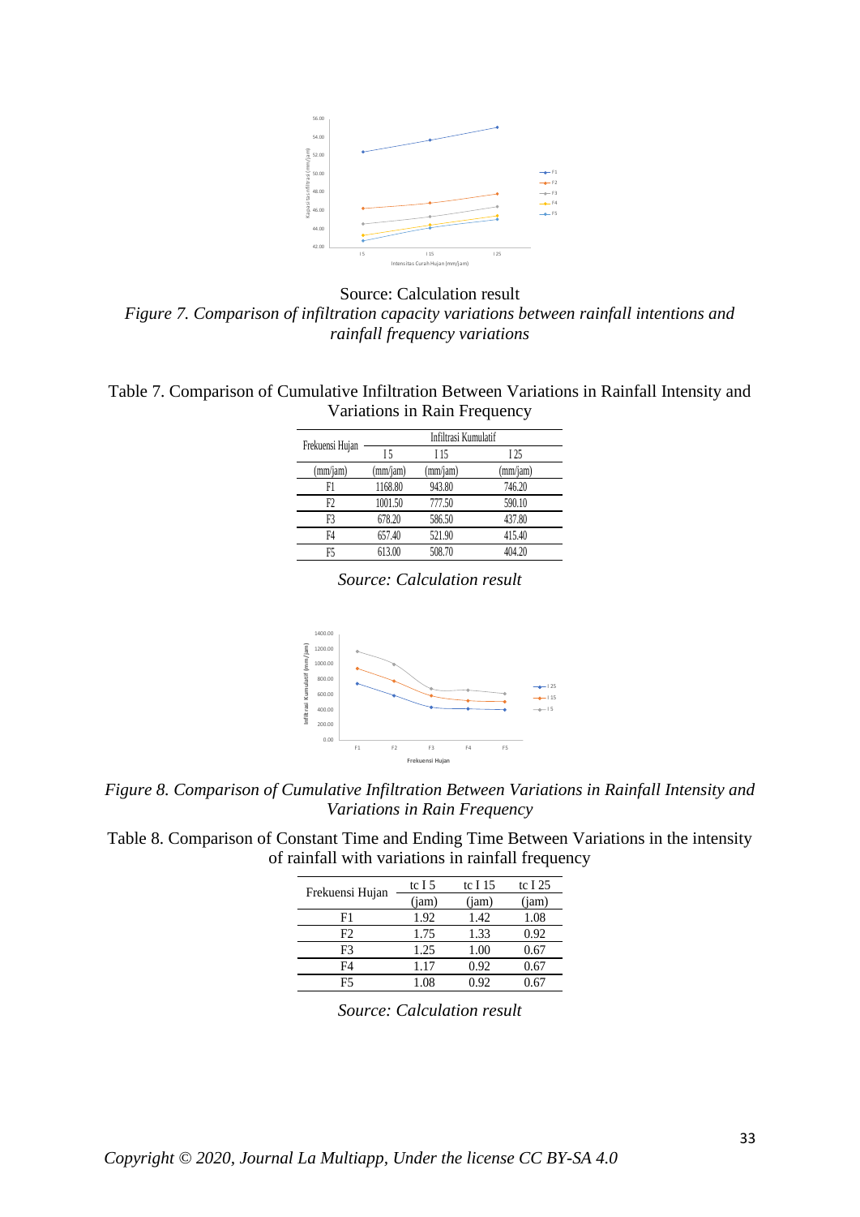Source: Calculation result

*Figure 7. Comparison of infiltration capacity variations between rainfall intentions and rainfall frequency variations*

Table 7. Comparison of Cumulative Infiltration Between Variations in Rainfall Intensity and Variations in Rain Frequency

| Frekuensi Hujan | Infiltrasi Kumulatif | | |
|---|---|---|---|
| | I 5 | I 15 | I 25 |
| (mm/jam) | (mm/jam) | (mm/jam) | (mm/jam) |
| F1 | 1168.80 | 943.80 | 746.20 |
| F2 | 1001.50 | 777.50 | 590.10 |
| F3 | 678.20 | 586.50 | 437.80 |
| F4 | 657.40 | 521.90 | 415.40 |
| F5 | 613.00 | 508.70 | 404.20 |

*Source: Calculation result*

*Figure 8. Comparison of Cumulative Infiltration Between Variations in Rainfall Intensity and Variations in Rain Frequency*

Table 8. Comparison of Constant Time and Ending Time Between Variations in the intensity of rainfall with variations in rainfall frequency

| Frekuensi Hujan | tc I 5 | tc I 15 | tc I 25 |
|---|---|---|---|
| | (jam) | (jam) | (jam) |
| F1 | 1.92 | 1.42 | 1.08 |
| F2 | 1.75 | 1.33 | 0.92 |
| F3 | 1.25 | 1.00 | 0.67 |
| F4 | 1.17 | 0.92 | 0.67 |
| F5 | 1.08 | 0.92 | 0.67 |

*Source: Calculation result*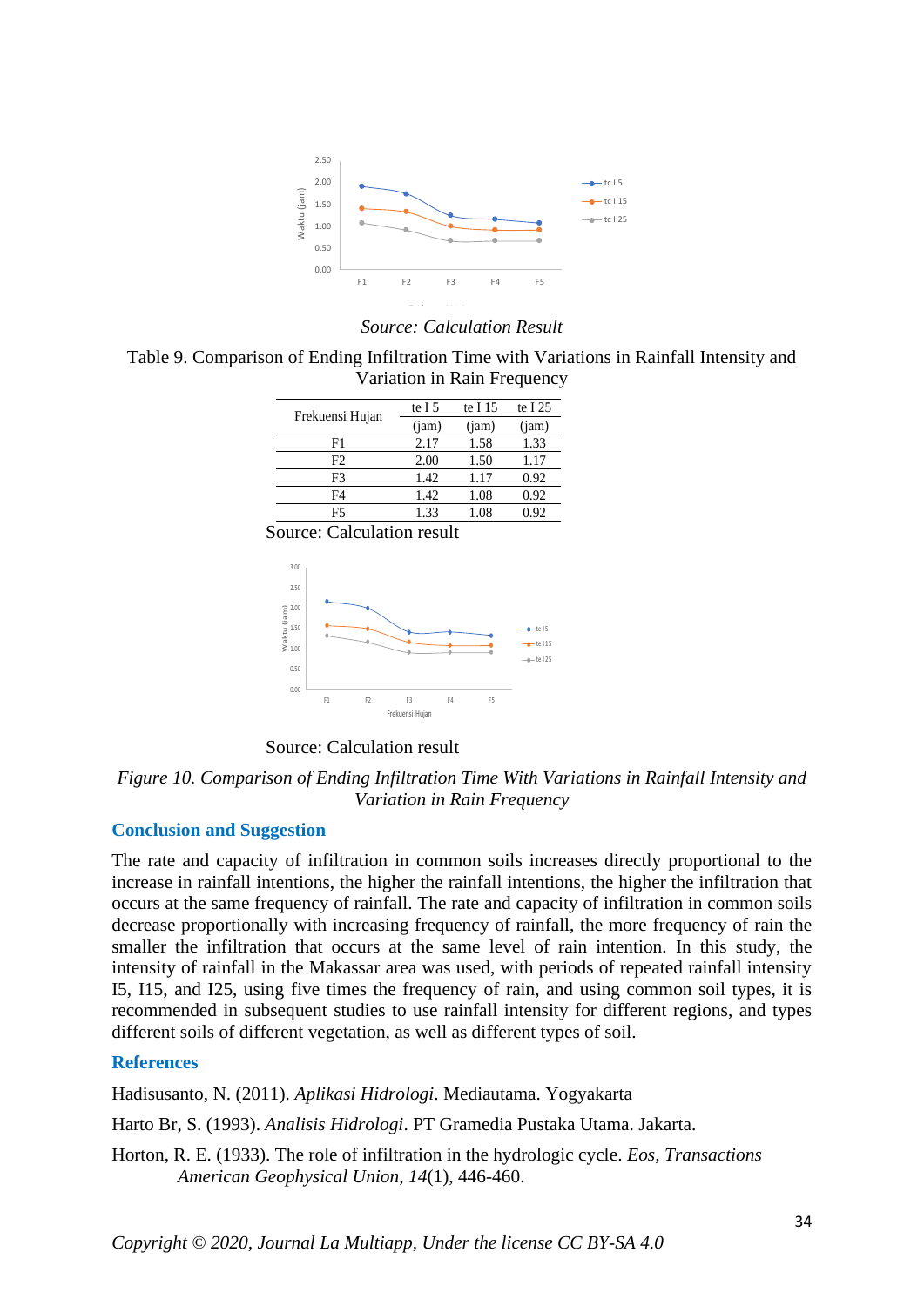*Source: Calculation Result*

Table 9. Comparison of Ending Infiltration Time with Variations in Rainfall Intensity and Variation in Rain Frequency

| Frekuensi Hujan | te I 5 (jam) | te I 15 (jam) | te I 25 (jam) |
|---|---|---|---|
| F1 | 2.17 | 1.58 | 1.33 |
| F2 | 2.00 | 1.50 | 1.17 |
| F3 | 1.42 | 1.17 | 0.92 |
| F4 | 1.42 | 1.08 | 0.92 |
| F5 | 1.33 | 1.08 | 0.92 |

Source: Calculation result

Source: Calculation result

*Figure 10. Comparison of Ending Infiltration Time With Variations in Rainfall Intensity and Variation in Rain Frequency*

## Conclusion and Suggestion

The rate and capacity of infiltration in common soils increases directly proportional to the increase in rainfall intentions, the higher the rainfall intentions, the higher the infiltration that occurs at the same frequency of rainfall. The rate and capacity of infiltration in common soils decrease proportionally with increasing frequency of rainfall, the more frequency of rain the smaller the infiltration that occurs at the same level of rain intention. In this study, the intensity of rainfall in the Makassar area was used, with periods of repeated rainfall intensity I5, I15, and I25, using five times the frequency of rain, and using common soil types, it is recommended in subsequent studies to use rainfall intensity for different regions, and types different soils of different vegetation, as well as different types of soil.

## References

Hadisusanto, N. (2011). *Aplikasi Hidrologi*. Mediautama. Yogyakarta

Harto Br, S. (1993). *Analisis Hidrologi*. PT Gramedia Pustaka Utama. Jakarta.

Horton, R. E. (1933). The role of infiltration in the hydrologic cycle. *Eos, Transactions American Geophysical Union*, *14*(1), 446-460.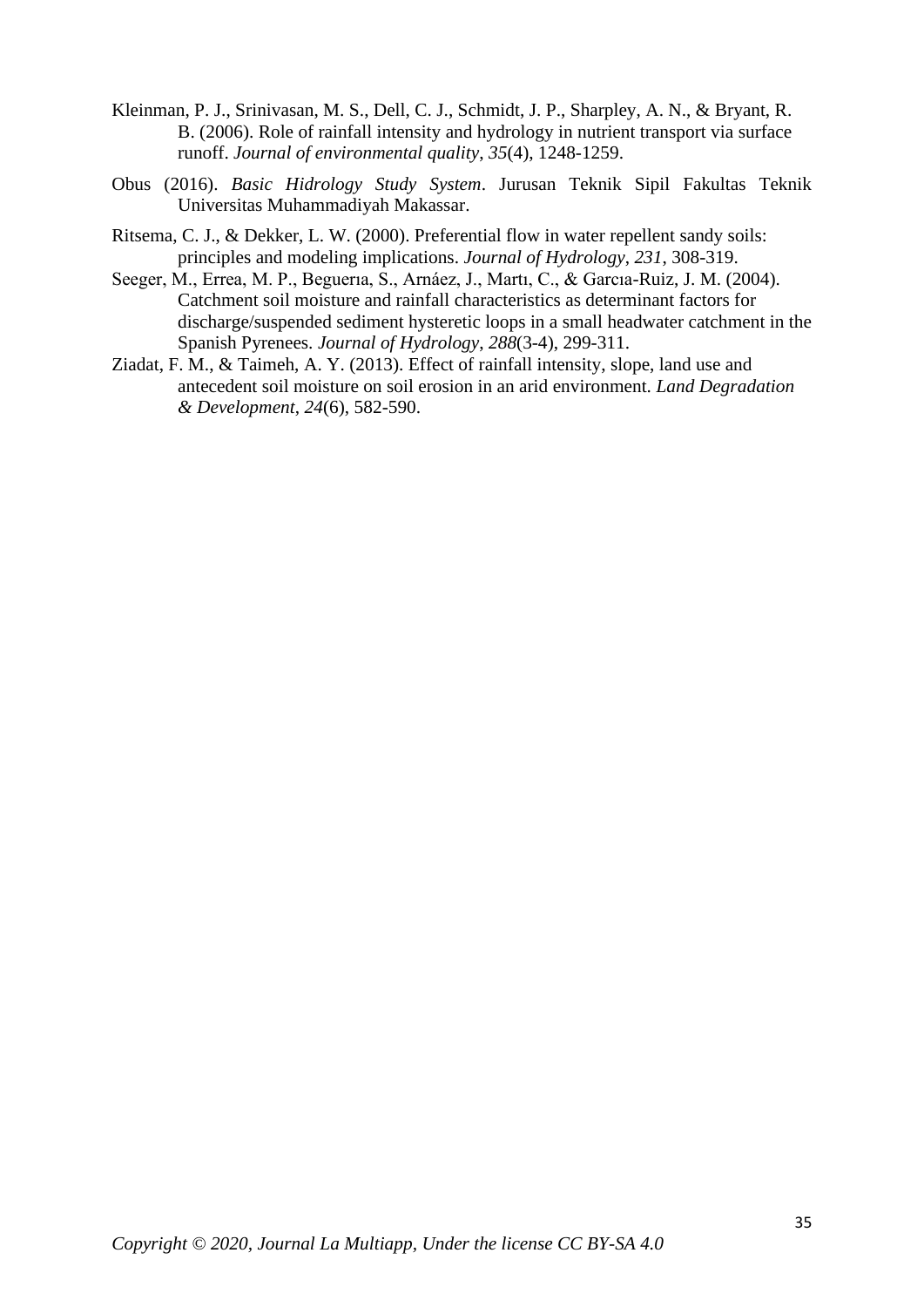Kleinman, P. J., Srinivasan, M. S., Dell, C. J., Schmidt, J. P., Sharpley, A. N., & Bryant, R. B. (2006). Role of rainfall intensity and hydrology in nutrient transport via surface runoff. *Journal of environmental quality*, *35*(4), 1248-1259.

Obus (2016). *Basic Hidrology Study System*. Jurusan Teknik Sipil Fakultas Teknik Universitas Muhammadiyah Makassar.

Ritsema, C. J., & Dekker, L. W. (2000). Preferential flow in water repellent sandy soils: principles and modeling implications. *Journal of Hydrology*, *231*, 308-319.

Seeger, M., Errea, M. P., Beguerıa, S., Arnáez, J., Martı, C., & Garcıa-Ruiz, J. M. (2004). Catchment soil moisture and rainfall characteristics as determinant factors for discharge/suspended sediment hysteretic loops in a small headwater catchment in the Spanish Pyrenees. *Journal of Hydrology*, *288*(3-4), 299-311.

Ziadat, F. M., & Taimeh, A. Y. (2013). Effect of rainfall intensity, slope, land use and antecedent soil moisture on soil erosion in an arid environment. *Land Degradation & Development*, *24*(6), 582-590.

*Copyright © 2020, Journal La Multiapp, Under the license CC BY-SA 4.0*